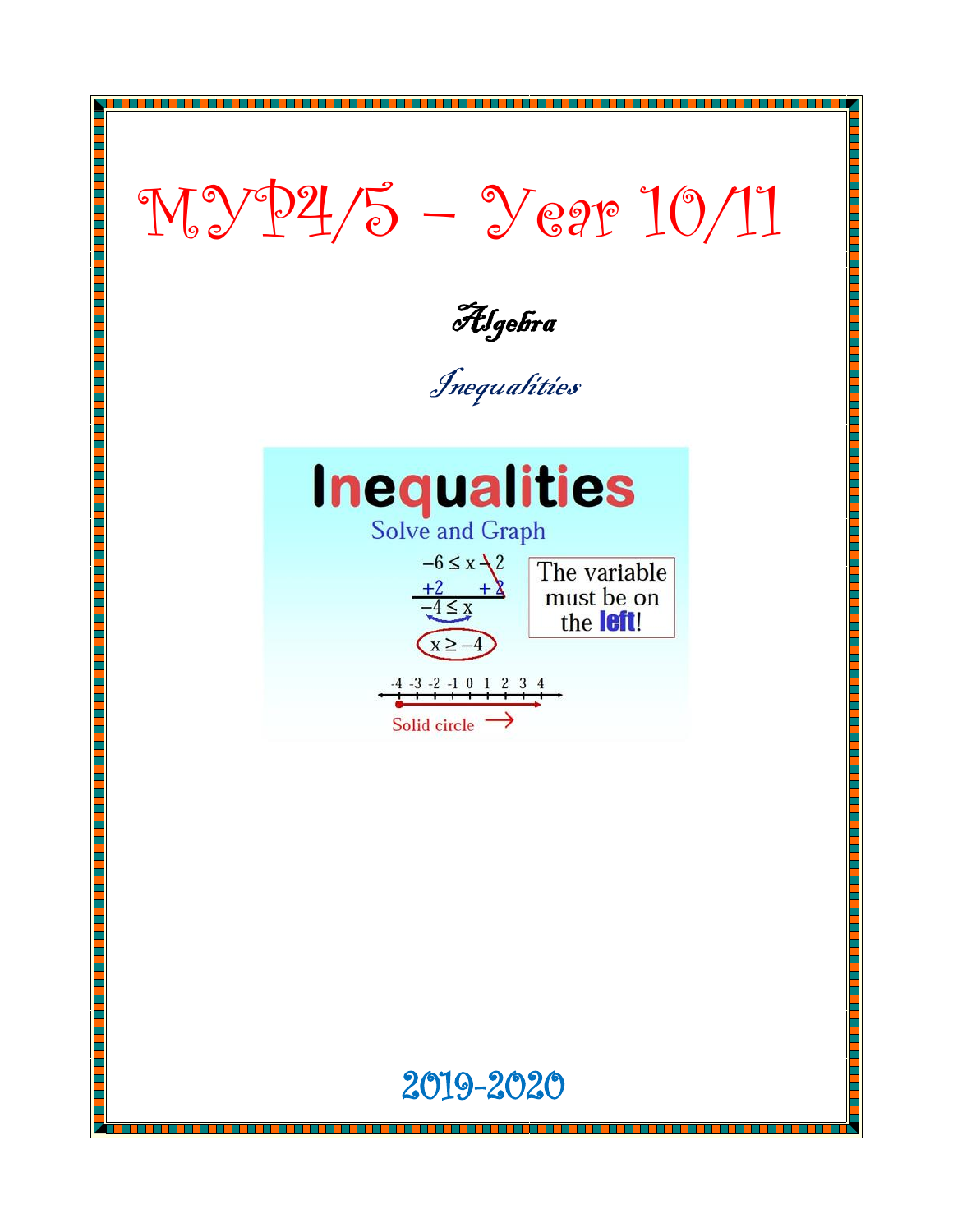# MYP4/5 – Year 10/11

## Algebra

### Inequalities

**Inequalities**

Solve and Graph

$$-6 \le x - 2$$
$$+2 \quad\quad +2$$
$$-4 \le x$$

$$x \ge -4$$

The variable must be on the **left**!

-4 -3 -2 -1 0 1 2 3 4

Solid circle →

2019-2020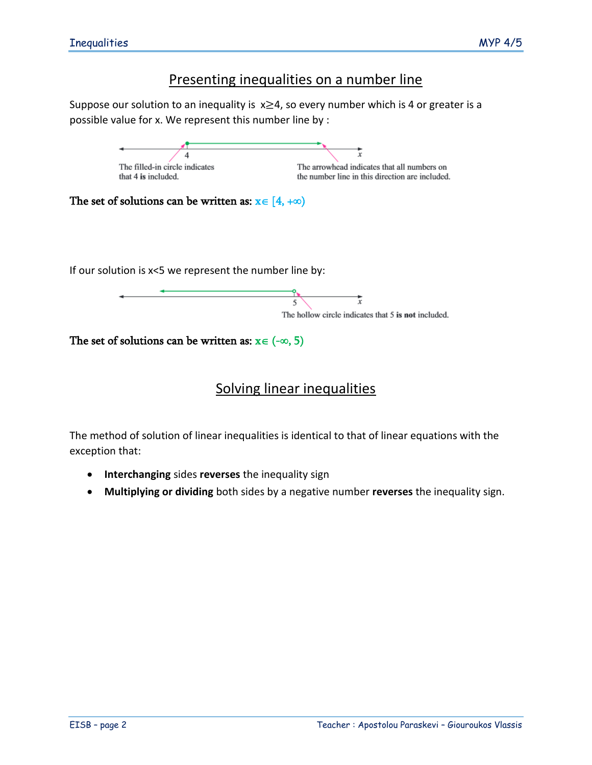## Presenting inequalities on a number line

Suppose our solution to an inequality is $x \geq 4$, so every number which is 4 or greater is a possible value for x. We represent this number line by :

4

x

The filled-in circle indicates that 4 **is** included.

The arrowhead indicates that all numbers on the number line in this direction are included.

**The set of solutions can be written as:** $x \in [4, +\infty)$

If our solution is $x<5$ we represent the number line by:

5

x

The hollow circle indicates that 5 **is not** included.

**The set of solutions can be written as:** $x \in (-\infty, 5)$

## Solving linear inequalities

The method of solution of linear inequalities is identical to that of linear equations with the exception that:

- **Interchanging** sides **reverses** the inequality sign
- **Multiplying or dividing** both sides by a negative number **reverses** the inequality sign.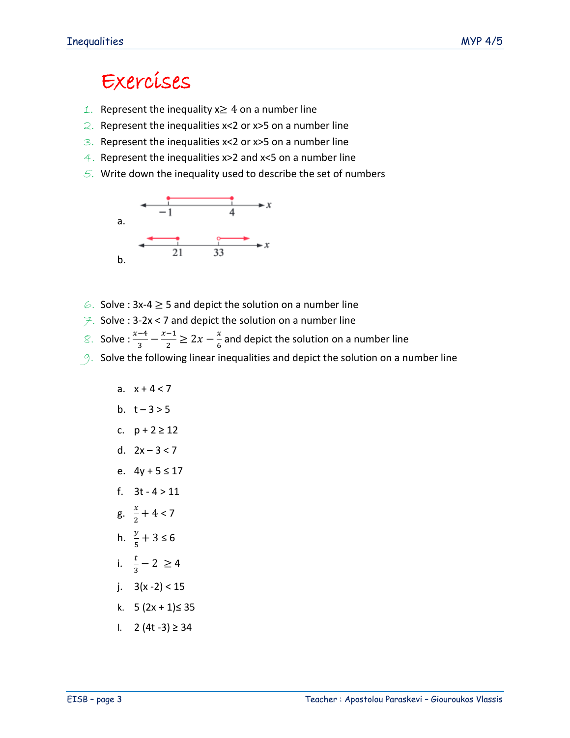# Exercises

1. Represent the inequality $x \geq 4$ on a number line
2. Represent the inequalities $x<2$ or $x>5$ on a number line
3. Represent the inequalities $x<2$ or $x>5$ on a number line
4. Represent the inequalities $x>2$ and $x<5$ on a number line
5. Write down the inequality used to describe the set of numbers

   a.

   −1
   4
   x

   b.

   21
   33
   x

6. Solve : $3x-4 \geq 5$ and depict the solution on a number line
7. Solve : $3-2x < 7$ and depict the solution on a number line
8. Solve : $\frac{x-4}{3} - \frac{x-1}{2} \geq 2x - \frac{x}{6}$ and depict the solution on a number line
9. Solve the following linear inequalities and depict the solution on a number line

   a. $x + 4 < 7$

   b. $t - 3 > 5$

   c. $p + 2 \geq 12$

   d. $2x - 3 < 7$

   e. $4y + 5 \leq 17$

   f. $3t - 4 > 11$

   g. $\frac{x}{2} + 4 < 7$

   h. $\frac{y}{5} + 3 \leq 6$

   i. $\frac{t}{3} - 2 \geq 4$

   j. $3(x - 2) < 15$

   k. $5(2x + 1) \leq 35$

   l. $2(4t - 3) \geq 34$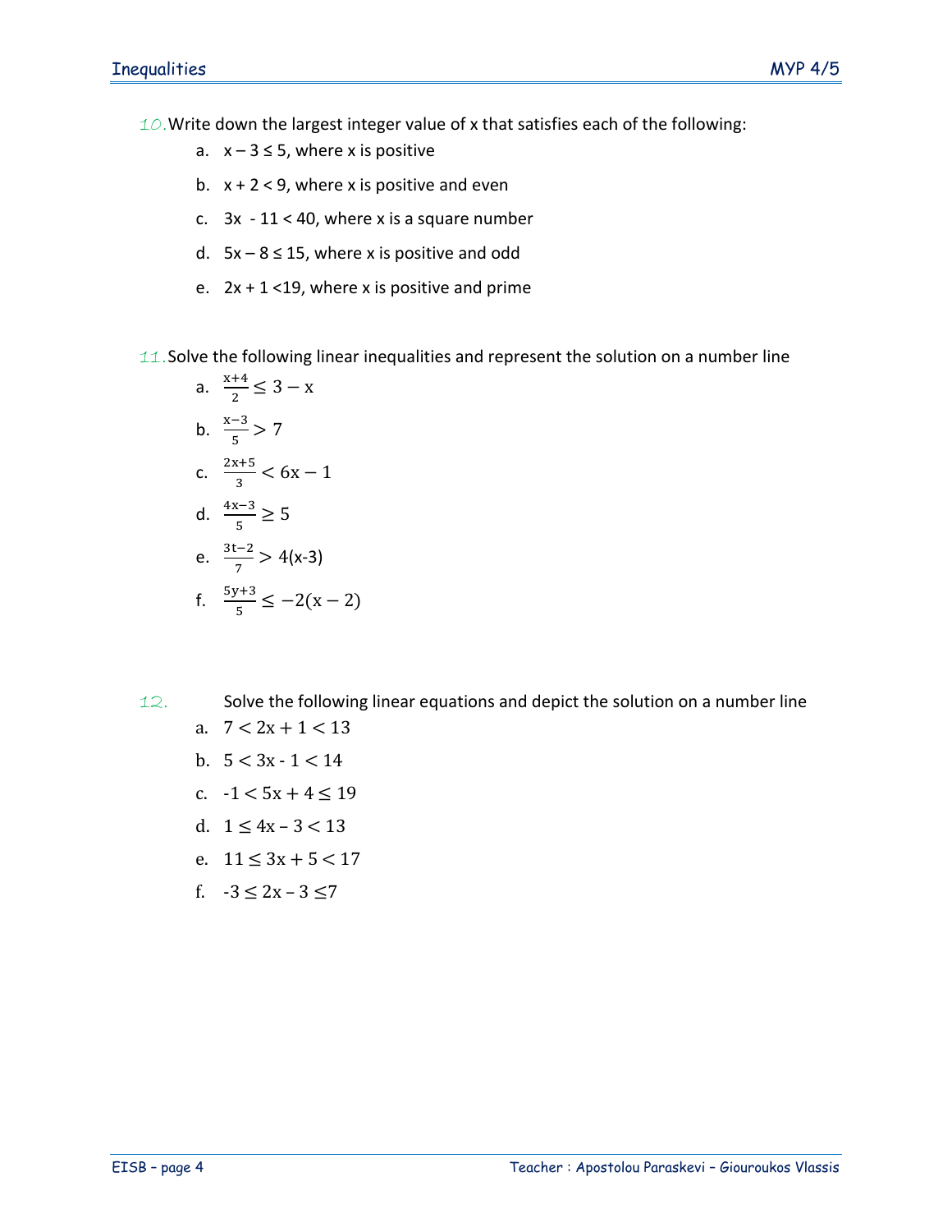10. Write down the largest integer value of x that satisfies each of the following:

   a. $x - 3 \leq 5$, where x is positive
   b. $x + 2 < 9$, where x is positive and even
   c. $3x - 11 < 40$, where x is a square number
   d. $5x - 8 \leq 15$, where x is positive and odd
   e. $2x + 1 < 19$, where x is positive and prime

11. Solve the following linear inequalities and represent the solution on a number line

   a. $\frac{x+4}{2} \leq 3 - x$
   b. $\frac{x-3}{5} > 7$
   c. $\frac{2x+5}{3} < 6x - 1$
   d. $\frac{4x-3}{5} \geq 5$
   e. $\frac{3t-2}{7} > 4(x\text{-}3)$
   f. $\frac{5y+3}{5} \leq -2(x - 2)$

12. Solve the following linear equations and depict the solution on a number line

   a. $7 < 2x + 1 < 13$
   b. $5 < 3x - 1 < 14$
   c. $-1 < 5x + 4 \leq 19$
   d. $1 \leq 4x - 3 < 13$
   e. $11 \leq 3x + 5 < 17$
   f. $-3 \leq 2x - 3 \leq 7$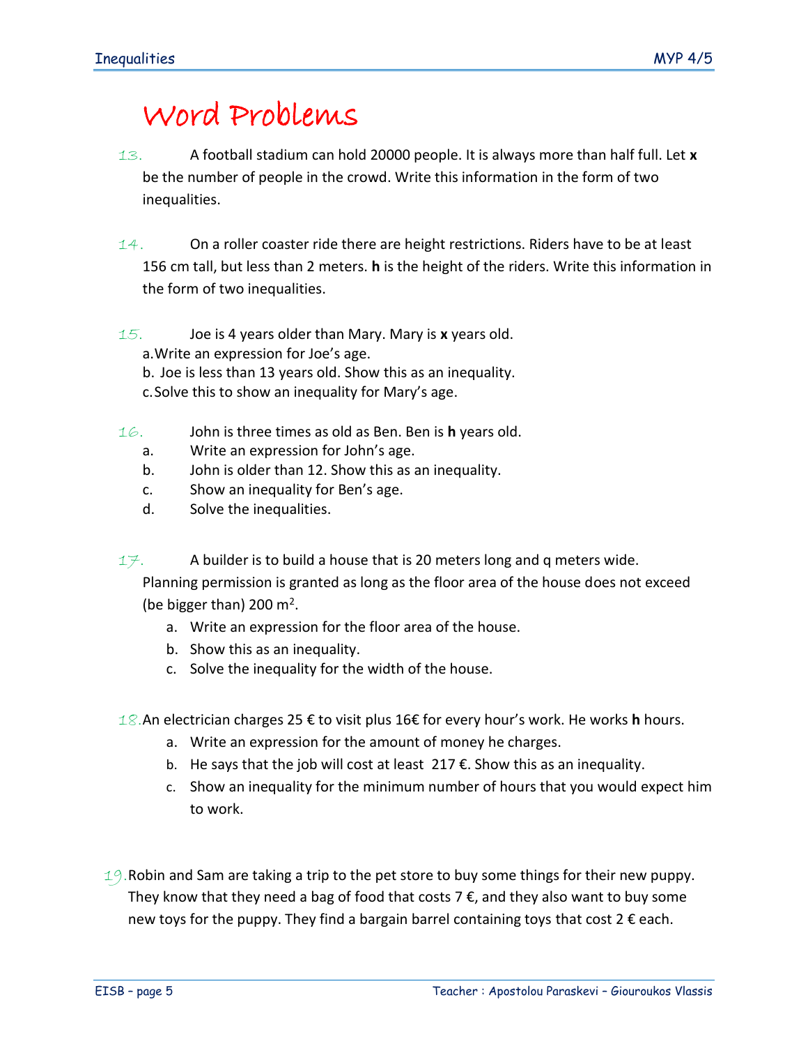# Word Problems

13. A football stadium can hold 20000 people. It is always more than half full. Let **x** be the number of people in the crowd. Write this information in the form of two inequalities.

14. On a roller coaster ride there are height restrictions. Riders have to be at least 156 cm tall, but less than 2 meters. **h** is the height of the riders. Write this information in the form of two inequalities.

15. Joe is 4 years older than Mary. Mary is **x** years old.
    a. Write an expression for Joe's age.
    b. Joe is less than 13 years old. Show this as an inequality.
    c. Solve this to show an inequality for Mary's age.

16. John is three times as old as Ben. Ben is **h** years old.
    a. Write an expression for John's age.
    b. John is older than 12. Show this as an inequality.
    c. Show an inequality for Ben's age.
    d. Solve the inequalities.

17. A builder is to build a house that is 20 meters long and q meters wide. Planning permission is granted as long as the floor area of the house does not exceed (be bigger than) 200 $m^2$.
    a. Write an expression for the floor area of the house.
    b. Show this as an inequality.
    c. Solve the inequality for the width of the house.

18. An electrician charges 25 € to visit plus 16€ for every hour's work. He works **h** hours.
    a. Write an expression for the amount of money he charges.
    b. He says that the job will cost at least 217 €. Show this as an inequality.
    c. Show an inequality for the minimum number of hours that you would expect him to work.

19. Robin and Sam are taking a trip to the pet store to buy some things for their new puppy. They know that they need a bag of food that costs 7 €, and they also want to buy some new toys for the puppy. They find a bargain barrel containing toys that cost 2 € each.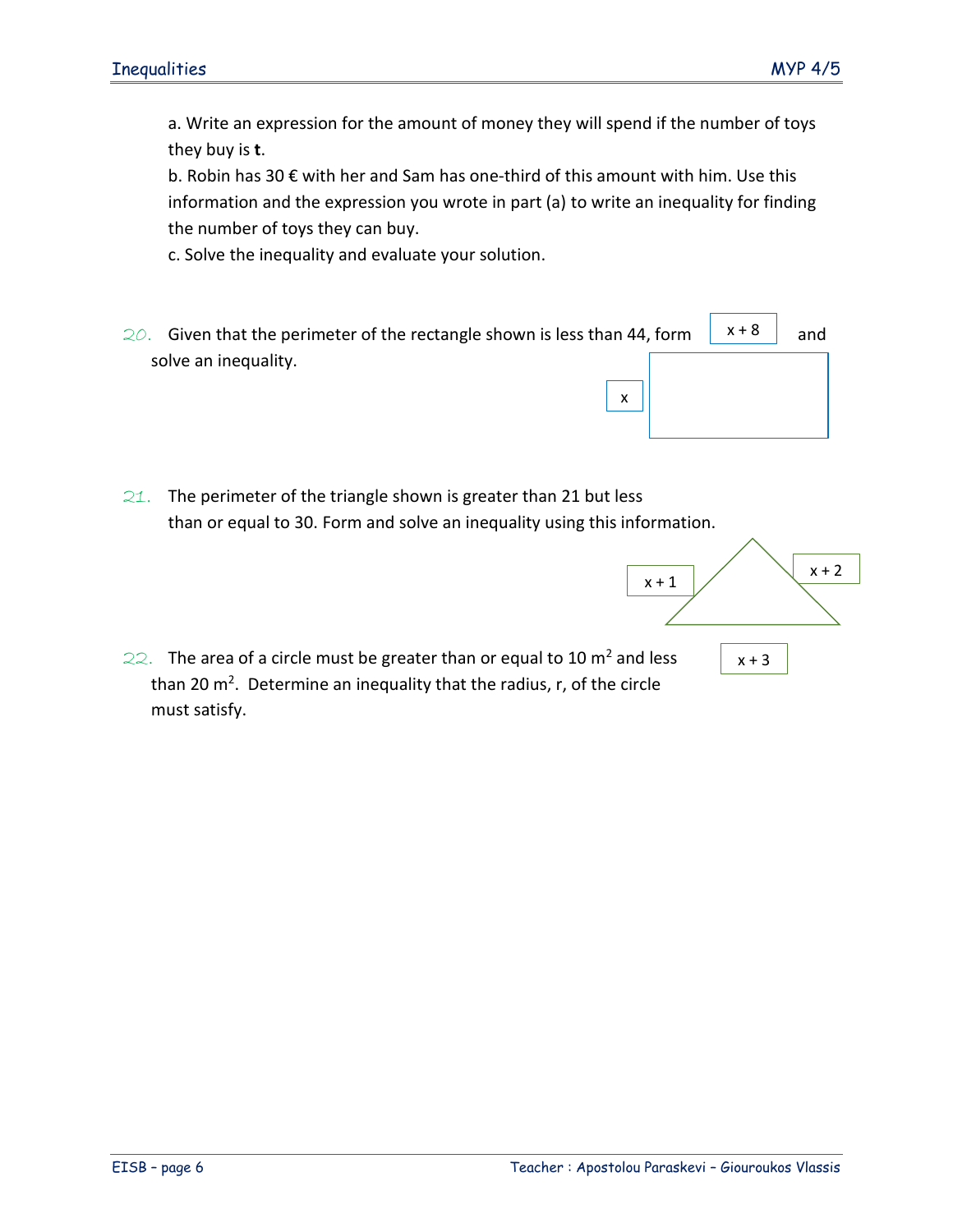a. Write an expression for the amount of money they will spend if the number of toys they buy is **t**.

b. Robin has 30 € with her and Sam has one-third of this amount with him. Use this information and the expression you wrote in part (a) to write an inequality for finding the number of toys they can buy.

c. Solve the inequality and evaluate your solution.

20. Given that the perimeter of the rectangle shown is less than 44, form and solve an inequality.

x + 8

x

21. The perimeter of the triangle shown is greater than 21 but less than or equal to 30. Form and solve an inequality using this information.

x + 1

x + 2

x + 3

22. The area of a circle must be greater than or equal to 10 $m^2$ and less than 20 $m^2$. Determine an inequality that the radius, r, of the circle must satisfy.